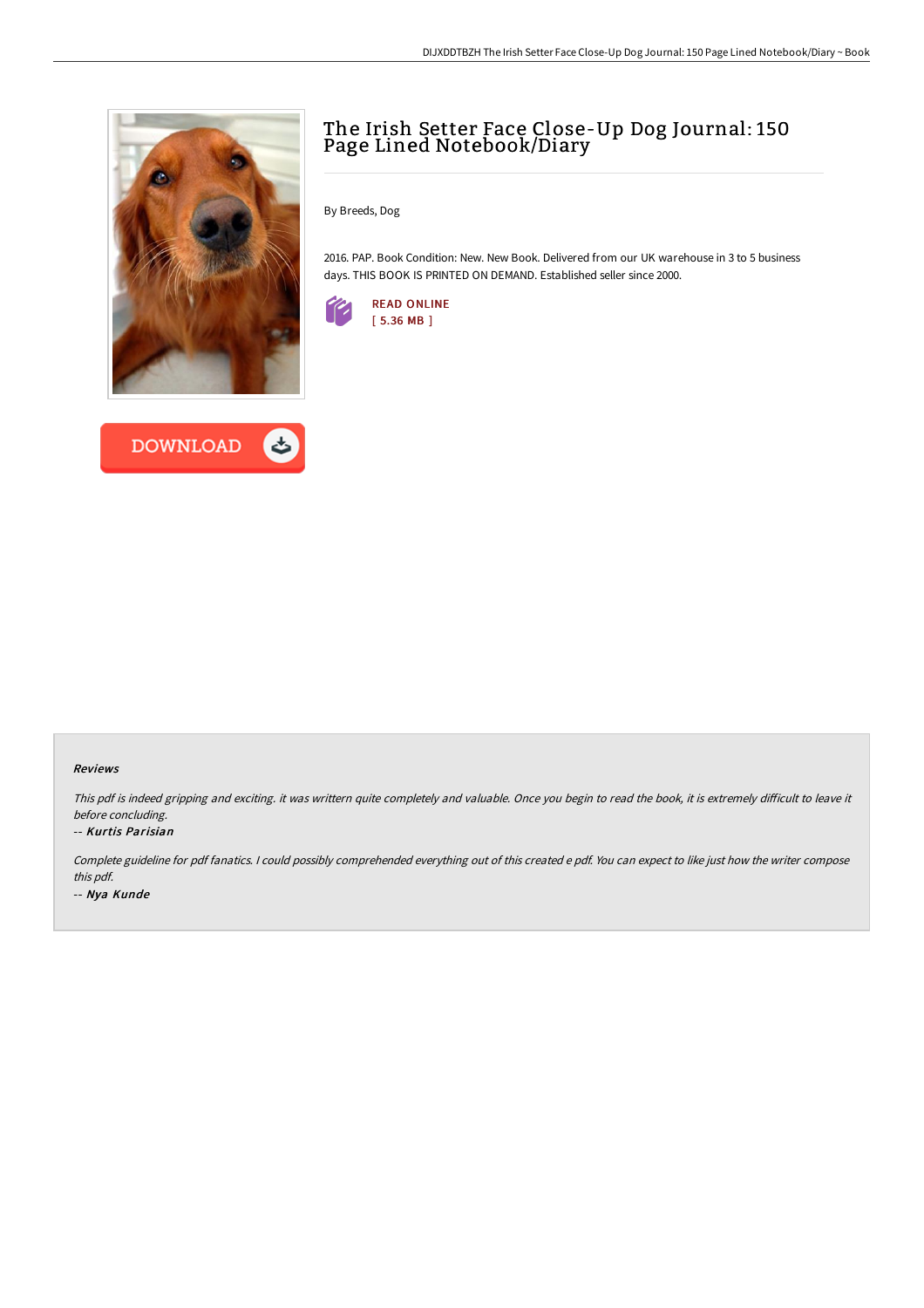# The Irish Setter Face Close-Up Dog Journal: 150 Page Lined Notebook/Diary

By Breeds, Dog

2016. PAP. Book Condition: New. New Book. Delivered from our UK warehouse in 3 to 5 business days. THIS BOOK IS PRINTED ON DEMAND. Established seller since 2000.

READ ONLINE
[ 5.36 MB ]

DOWNLOAD

### Reviews

*This pdf is indeed gripping and exciting. it was writtern quite completely and valuable. Once you begin to read the book, it is extremely difficult to leave it before concluding.*

-- ***Kurtis Parisian***

*Complete guideline for pdf fanatics. I could possibly comprehended everything out of this created e pdf. You can expect to like just how the writer compose this pdf.*

-- ***Nya Kunde***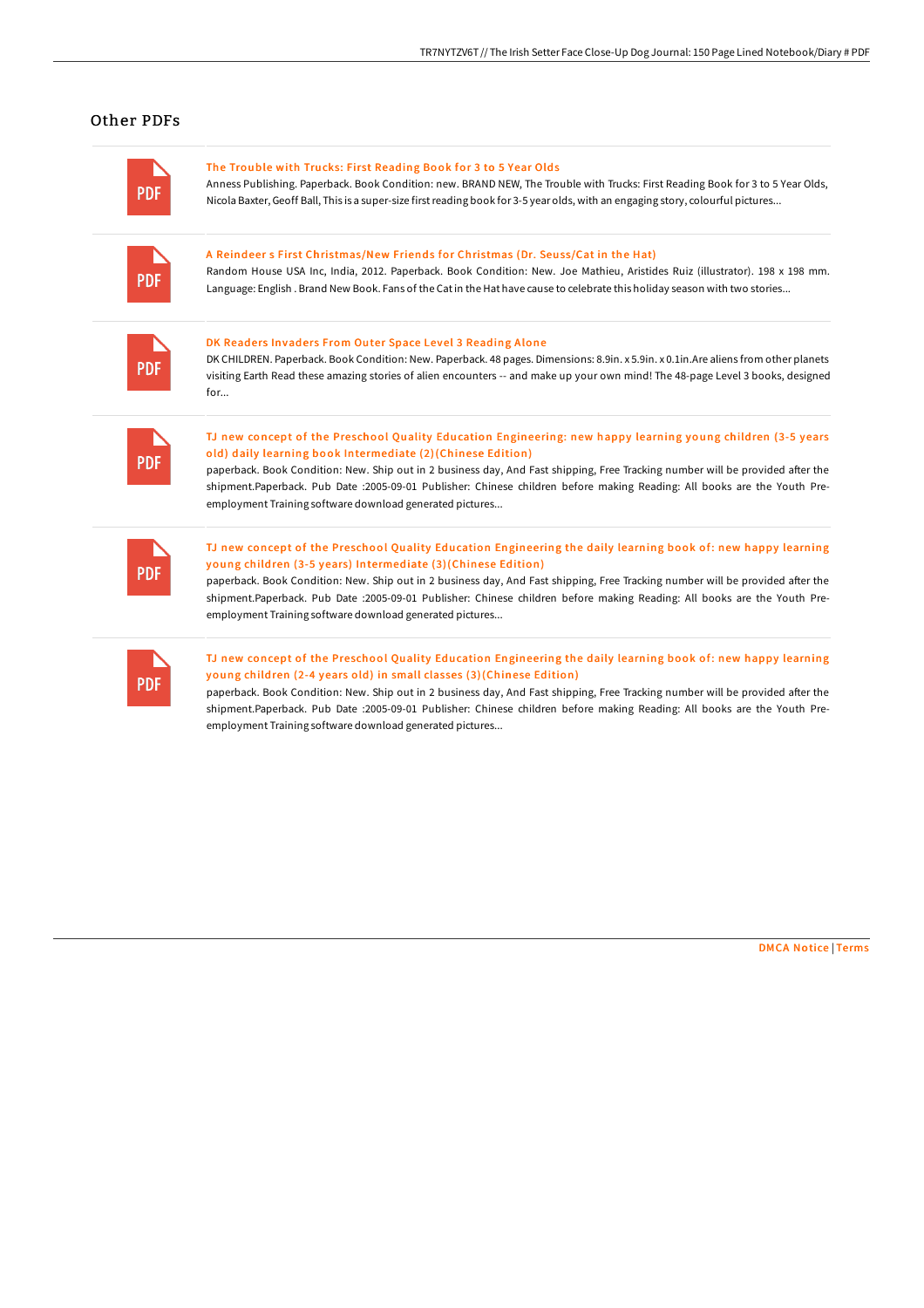## Other PDFs

PDF

**The Trouble with Trucks: First Reading Book for 3 to 5 Year Olds**

Anness Publishing. Paperback. Book Condition: new. BRAND NEW, The Trouble with Trucks: First Reading Book for 3 to 5 Year Olds, Nicola Baxter, Geoff Ball, This is a super-size first reading book for 3-5 year olds, with an engaging story, colourful pictures...

PDF

**A Reindeer s First Christmas/New Friends for Christmas (Dr. Seuss/Cat in the Hat)**

Random House USA Inc, India, 2012. Paperback. Book Condition: New. Joe Mathieu, Aristides Ruiz (illustrator). 198 x 198 mm. Language: English . Brand New Book. Fans of the Cat in the Hat have cause to celebrate this holiday season with two stories...

PDF

**DK Readers Invaders From Outer Space Level 3 Reading Alone**

DK CHILDREN. Paperback. Book Condition: New. Paperback. 48 pages. Dimensions: 8.9in. x 5.9in. x 0.1in.Are aliens from other planets visiting Earth Read these amazing stories of alien encounters -- and make up your own mind! The 48-page Level 3 books, designed for...

PDF

**TJ new concept of the Preschool Quality Education Engineering: new happy learning young children (3-5 years old) daily learning book Intermediate (2)(Chinese Edition)**

paperback. Book Condition: New. Ship out in 2 business day, And Fast shipping, Free Tracking number will be provided after the shipment.Paperback. Pub Date :2005-09-01 Publisher: Chinese children before making Reading: All books are the Youth Pre-employment Training software download generated pictures...

PDF

**TJ new concept of the Preschool Quality Education Engineering the daily learning book of: new happy learning young children (3-5 years) Intermediate (3)(Chinese Edition)**

paperback. Book Condition: New. Ship out in 2 business day, And Fast shipping, Free Tracking number will be provided after the shipment.Paperback. Pub Date :2005-09-01 Publisher: Chinese children before making Reading: All books are the Youth Pre-employment Training software download generated pictures...

PDF

**TJ new concept of the Preschool Quality Education Engineering the daily learning book of: new happy learning young children (2-4 years old) in small classes (3)(Chinese Edition)**

paperback. Book Condition: New. Ship out in 2 business day, And Fast shipping, Free Tracking number will be provided after the shipment.Paperback. Pub Date :2005-09-01 Publisher: Chinese children before making Reading: All books are the Youth Pre-employment Training software download generated pictures...

DMCA Notice | Terms